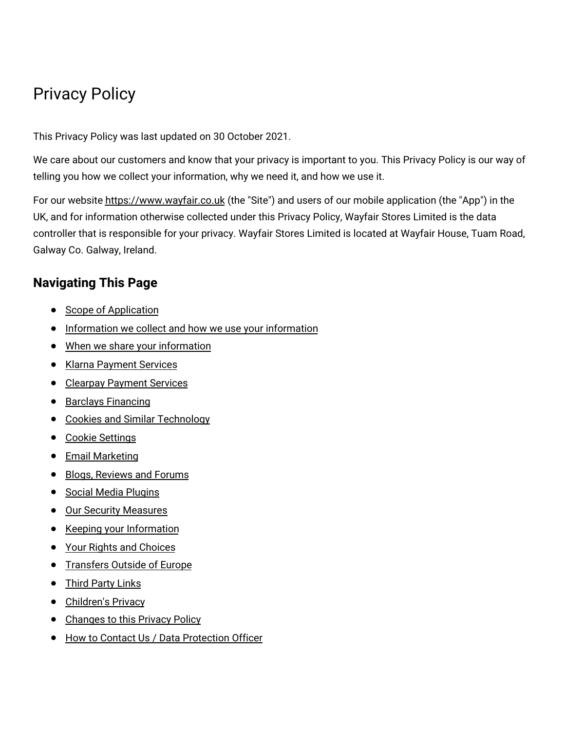# Privacy Policy

This Privacy Policy was last updated on 30 October 2021.

We care about our customers and know that your privacy is important to you. This Privacy Policy is our way of telling you how we collect your information, why we need it, and how we use it.

For our website https://www.wayfair.co.uk (the "Site") and users of our mobile application (the "App") in the UK, and for information otherwise collected under this Privacy Policy, Wayfair Stores Limited is the data controller that is responsible for your privacy. Wayfair Stores Limited is located at Wayfair House, Tuam Road, Galway Co. Galway, Ireland.

## Navigating This Page

- Scope of Application
- Information we collect and how we use your information
- When we share your information
- Klarna Payment Services
- Clearpay Payment Services
- Barclays Financing
- Cookies and Similar Technology
- Cookie Settings
- Email Marketing
- Blogs, Reviews and Forums
- Social Media Plugins
- Our Security Measures
- Keeping your Information
- Your Rights and Choices
- Transfers Outside of Europe
- Third Party Links
- Children's Privacy
- Changes to this Privacy Policy
- How to Contact Us / Data Protection Officer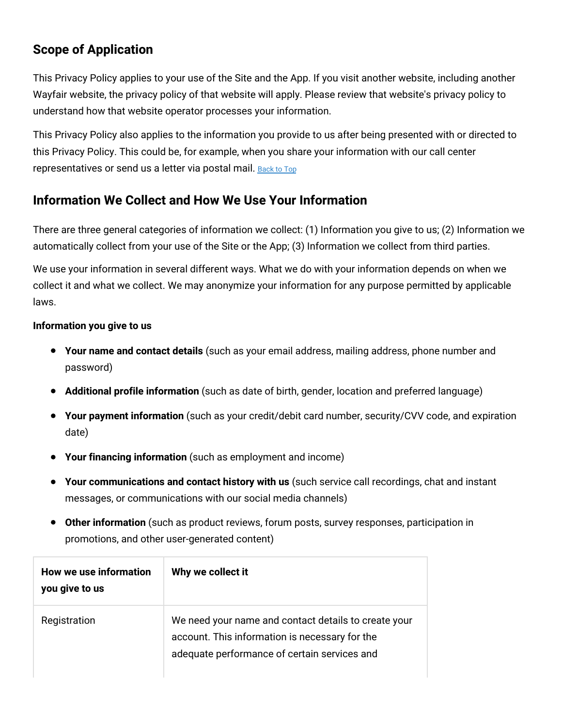## Scope of Application

This Privacy Policy applies to your use of the Site and the App. If you visit another website, including another Wayfair website, the privacy policy of that website will apply. Please review that website's privacy policy to understand how that website operator processes your information.

This Privacy Policy also applies to the information you provide to us after being presented with or directed to this Privacy Policy. This could be, for example, when you share your information with our call center representatives or send us a letter via postal mail. Back to Top

## Information We Collect and How We Use Your Information

There are three general categories of information we collect: (1) Information you give to us; (2) Information we automatically collect from your use of the Site or the App; (3) Information we collect from third parties.

We use your information in several different ways. What we do with your information depends on when we collect it and what we collect. We may anonymize your information for any purpose permitted by applicable laws.

**Information you give to us**

- **Your name and contact details** (such as your email address, mailing address, phone number and password)
- **Additional profile information** (such as date of birth, gender, location and preferred language)
- **Your payment information** (such as your credit/debit card number, security/CVV code, and expiration date)
- **Your financing information** (such as employment and income)
- **Your communications and contact history with us** (such service call recordings, chat and instant messages, or communications with our social media channels)
- **Other information** (such as product reviews, forum posts, survey responses, participation in promotions, and other user-generated content)

| How we use information you give to us | Why we collect it |
| --- | --- |
| Registration | We need your name and contact details to create your account. This information is necessary for the adequate performance of certain services and |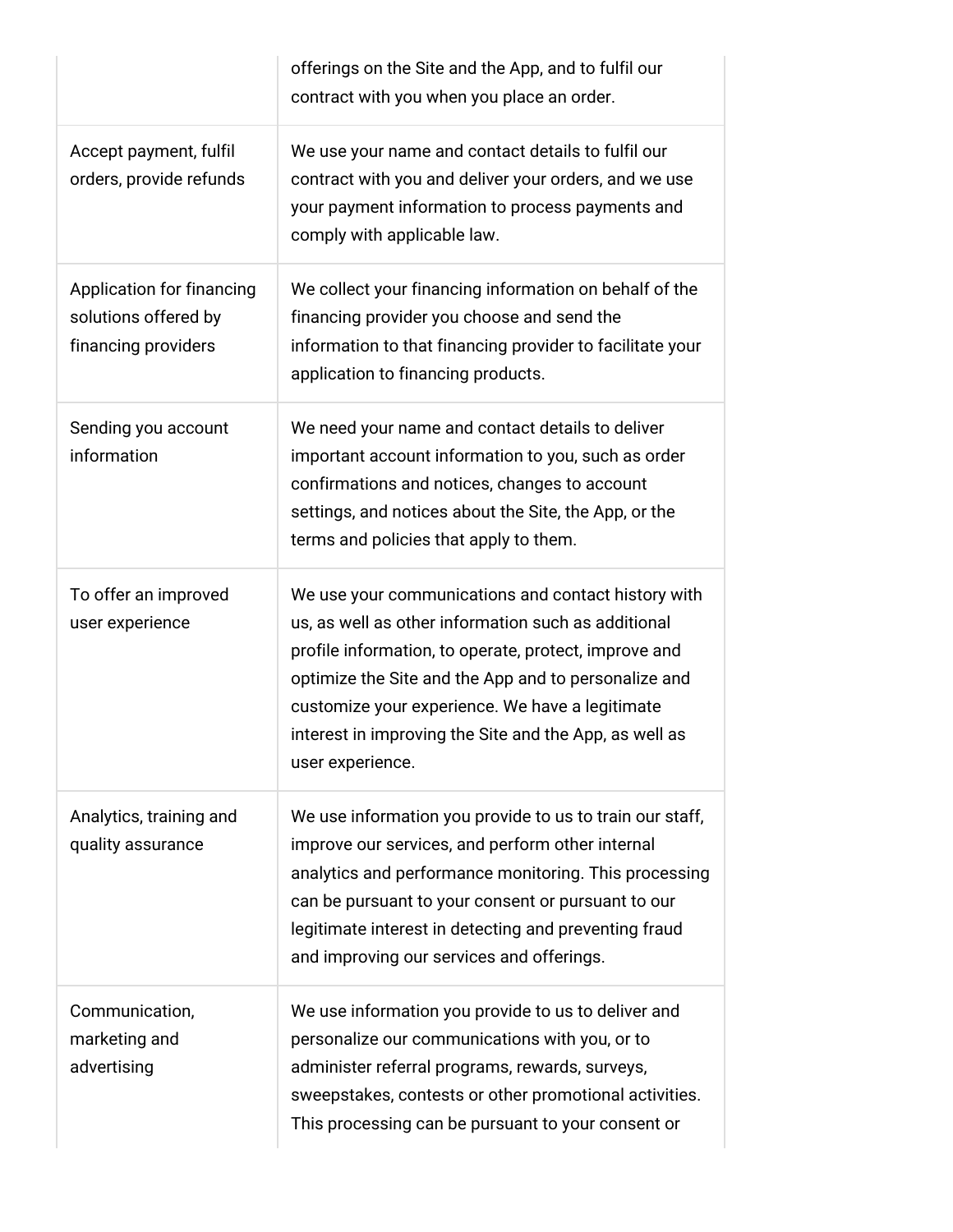| | |
|---|---|
| | offerings on the Site and the App, and to fulfil our contract with you when you place an order. |
| Accept payment, fulfil orders, provide refunds | We use your name and contact details to fulfil our contract with you and deliver your orders, and we use your payment information to process payments and comply with applicable law. |
| Application for financing solutions offered by financing providers | We collect your financing information on behalf of the financing provider you choose and send the information to that financing provider to facilitate your application to financing products. |
| Sending you account information | We need your name and contact details to deliver important account information to you, such as order confirmations and notices, changes to account settings, and notices about the Site, the App, or the terms and policies that apply to them. |
| To offer an improved user experience | We use your communications and contact history with us, as well as other information such as additional profile information, to operate, protect, improve and optimize the Site and the App and to personalize and customize your experience. We have a legitimate interest in improving the Site and the App, as well as user experience. |
| Analytics, training and quality assurance | We use information you provide to us to train our staff, improve our services, and perform other internal analytics and performance monitoring. This processing can be pursuant to your consent or pursuant to our legitimate interest in detecting and preventing fraud and improving our services and offerings. |
| Communication, marketing and advertising | We use information you provide to us to deliver and personalize our communications with you, or to administer referral programs, rewards, surveys, sweepstakes, contests or other promotional activities. This processing can be pursuant to your consent or |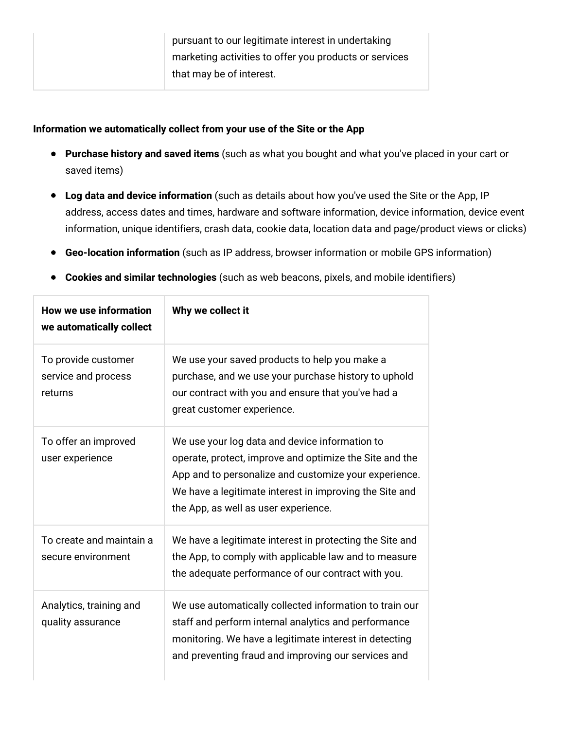| | pursuant to our legitimate interest in undertaking marketing activities to offer you products or services that may be of interest. |
|---|---|

**Information we automatically collect from your use of the Site or the App**

- **Purchase history and saved items** (such as what you bought and what you've placed in your cart or saved items)
- **Log data and device information** (such as details about how you've used the Site or the App, IP address, access dates and times, hardware and software information, device information, device event information, unique identifiers, crash data, cookie data, location data and page/product views or clicks)
- **Geo-location information** (such as IP address, browser information or mobile GPS information)
- **Cookies and similar technologies** (such as web beacons, pixels, and mobile identifiers)

| **How we use information we automatically collect** | **Why we collect it** |
|---|---|
| To provide customer service and process returns | We use your saved products to help you make a purchase, and we use your purchase history to uphold our contract with you and ensure that you've had a great customer experience. |
| To offer an improved user experience | We use your log data and device information to operate, protect, improve and optimize the Site and the App and to personalize and customize your experience. We have a legitimate interest in improving the Site and the App, as well as user experience. |
| To create and maintain a secure environment | We have a legitimate interest in protecting the Site and the App, to comply with applicable law and to measure the adequate performance of our contract with you. |
| Analytics, training and quality assurance | We use automatically collected information to train our staff and perform internal analytics and performance monitoring. We have a legitimate interest in detecting and preventing fraud and improving our services and |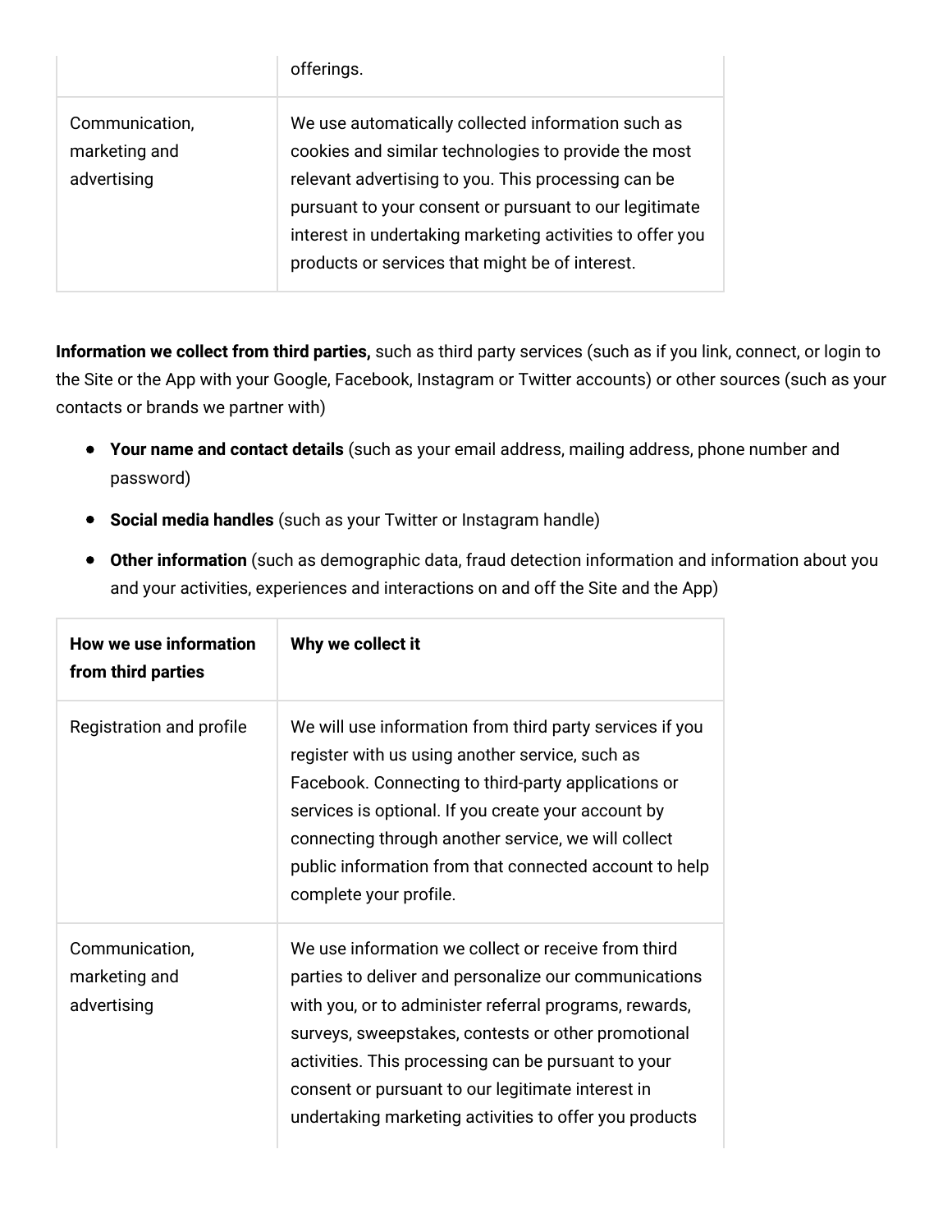| | |
|---|---|
| | offerings. |
| Communication, marketing and advertising | We use automatically collected information such as cookies and similar technologies to provide the most relevant advertising to you. This processing can be pursuant to your consent or pursuant to our legitimate interest in undertaking marketing activities to offer you products or services that might be of interest. |

**Information we collect from third parties,** such as third party services (such as if you link, connect, or login to the Site or the App with your Google, Facebook, Instagram or Twitter accounts) or other sources (such as your contacts or brands we partner with)

- **Your name and contact details** (such as your email address, mailing address, phone number and password)
- **Social media handles** (such as your Twitter or Instagram handle)
- **Other information** (such as demographic data, fraud detection information and information about you and your activities, experiences and interactions on and off the Site and the App)

| How we use information from third parties | Why we collect it |
|---|---|
| Registration and profile | We will use information from third party services if you register with us using another service, such as Facebook. Connecting to third-party applications or services is optional. If you create your account by connecting through another service, we will collect public information from that connected account to help complete your profile. |
| Communication, marketing and advertising | We use information we collect or receive from third parties to deliver and personalize our communications with you, or to administer referral programs, rewards, surveys, sweepstakes, contests or other promotional activities. This processing can be pursuant to your consent or pursuant to our legitimate interest in undertaking marketing activities to offer you products |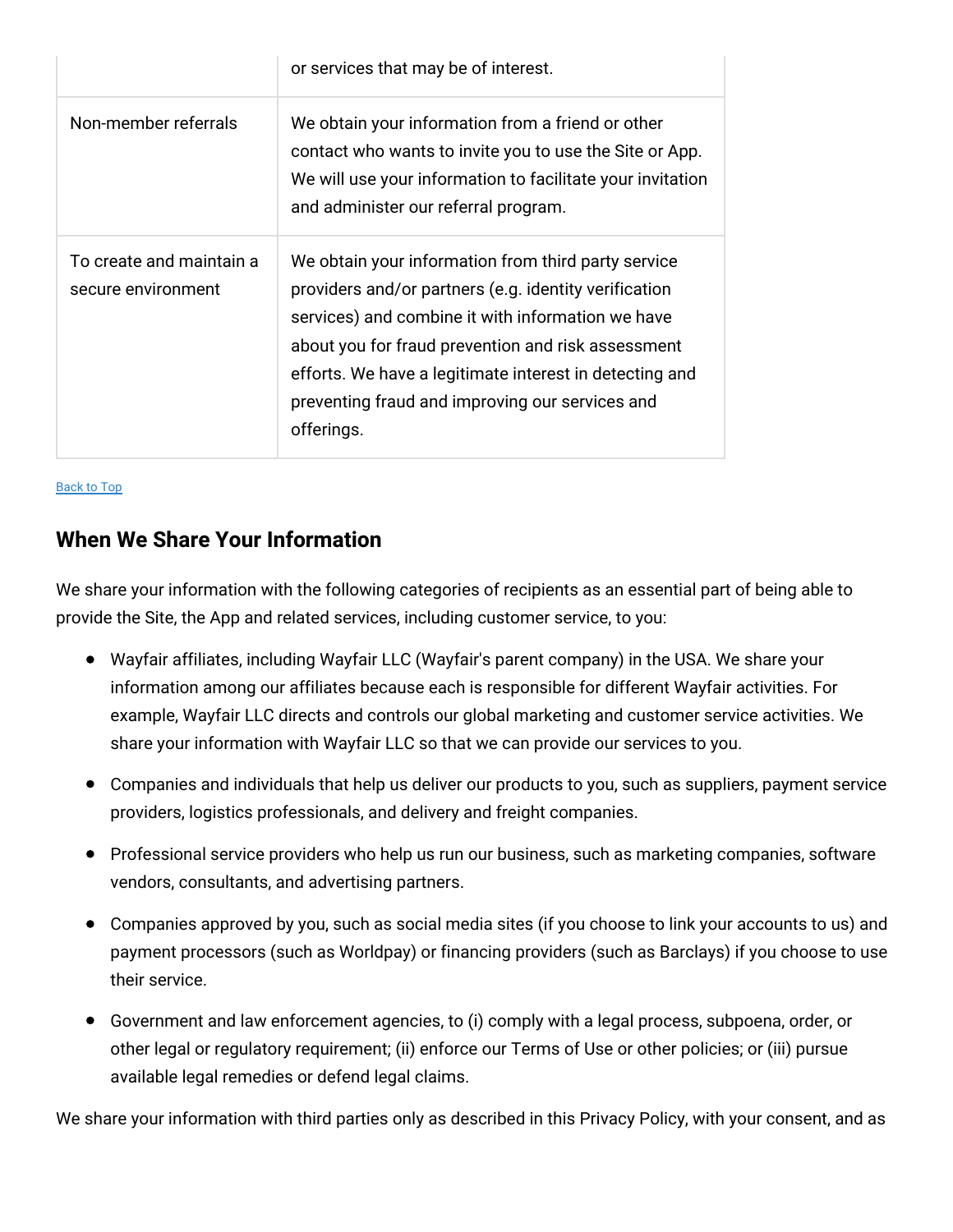| | |
|---|---|
| | or services that may be of interest. |
| Non-member referrals | We obtain your information from a friend or other contact who wants to invite you to use the Site or App. We will use your information to facilitate your invitation and administer our referral program. |
| To create and maintain a secure environment | We obtain your information from third party service providers and/or partners (e.g. identity verification services) and combine it with information we have about you for fraud prevention and risk assessment efforts. We have a legitimate interest in detecting and preventing fraud and improving our services and offerings. |

Back to Top

## When We Share Your Information

We share your information with the following categories of recipients as an essential part of being able to provide the Site, the App and related services, including customer service, to you:

- Wayfair affiliates, including Wayfair LLC (Wayfair's parent company) in the USA. We share your information among our affiliates because each is responsible for different Wayfair activities. For example, Wayfair LLC directs and controls our global marketing and customer service activities. We share your information with Wayfair LLC so that we can provide our services to you.
- Companies and individuals that help us deliver our products to you, such as suppliers, payment service providers, logistics professionals, and delivery and freight companies.
- Professional service providers who help us run our business, such as marketing companies, software vendors, consultants, and advertising partners.
- Companies approved by you, such as social media sites (if you choose to link your accounts to us) and payment processors (such as Worldpay) or financing providers (such as Barclays) if you choose to use their service.
- Government and law enforcement agencies, to (i) comply with a legal process, subpoena, order, or other legal or regulatory requirement; (ii) enforce our Terms of Use or other policies; or (iii) pursue available legal remedies or defend legal claims.

We share your information with third parties only as described in this Privacy Policy, with your consent, and as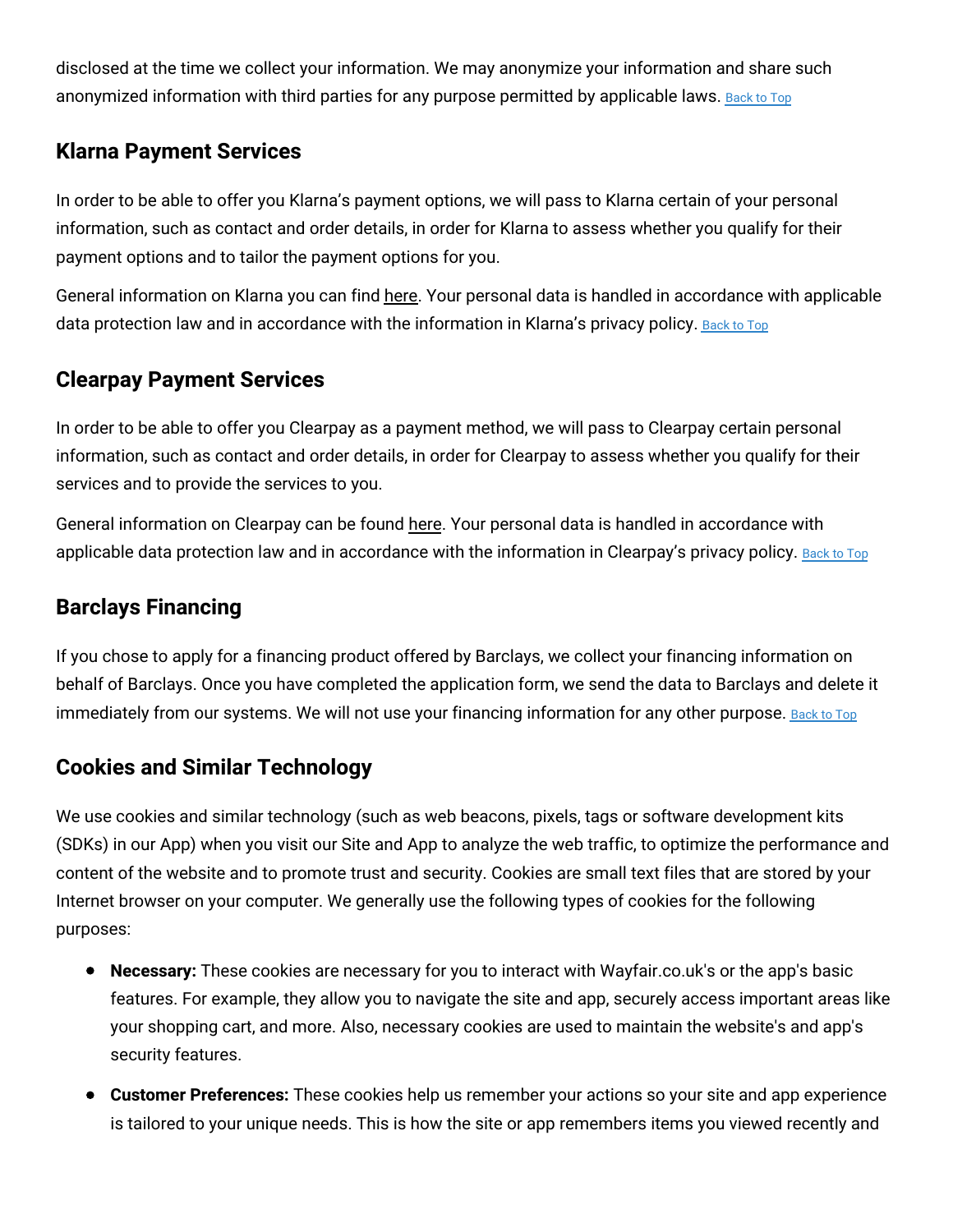disclosed at the time we collect your information. We may anonymize your information and share such anonymized information with third parties for any purpose permitted by applicable laws. Back to Top

## Klarna Payment Services

In order to be able to offer you Klarna's payment options, we will pass to Klarna certain of your personal information, such as contact and order details, in order for Klarna to assess whether you qualify for their payment options and to tailor the payment options for you.

General information on Klarna you can find here. Your personal data is handled in accordance with applicable data protection law and in accordance with the information in Klarna's privacy policy. Back to Top

## Clearpay Payment Services

In order to be able to offer you Clearpay as a payment method, we will pass to Clearpay certain personal information, such as contact and order details, in order for Clearpay to assess whether you qualify for their services and to provide the services to you.

General information on Clearpay can be found here. Your personal data is handled in accordance with applicable data protection law and in accordance with the information in Clearpay's privacy policy. Back to Top

## Barclays Financing

If you chose to apply for a financing product offered by Barclays, we collect your financing information on behalf of Barclays. Once you have completed the application form, we send the data to Barclays and delete it immediately from our systems. We will not use your financing information for any other purpose. Back to Top

## Cookies and Similar Technology

We use cookies and similar technology (such as web beacons, pixels, tags or software development kits (SDKs) in our App) when you visit our Site and App to analyze the web traffic, to optimize the performance and content of the website and to promote trust and security. Cookies are small text files that are stored by your Internet browser on your computer. We generally use the following types of cookies for the following purposes:

- **Necessary:** These cookies are necessary for you to interact with Wayfair.co.uk's or the app's basic features. For example, they allow you to navigate the site and app, securely access important areas like your shopping cart, and more. Also, necessary cookies are used to maintain the website's and app's security features.
- **Customer Preferences:** These cookies help us remember your actions so your site and app experience is tailored to your unique needs. This is how the site or app remembers items you viewed recently and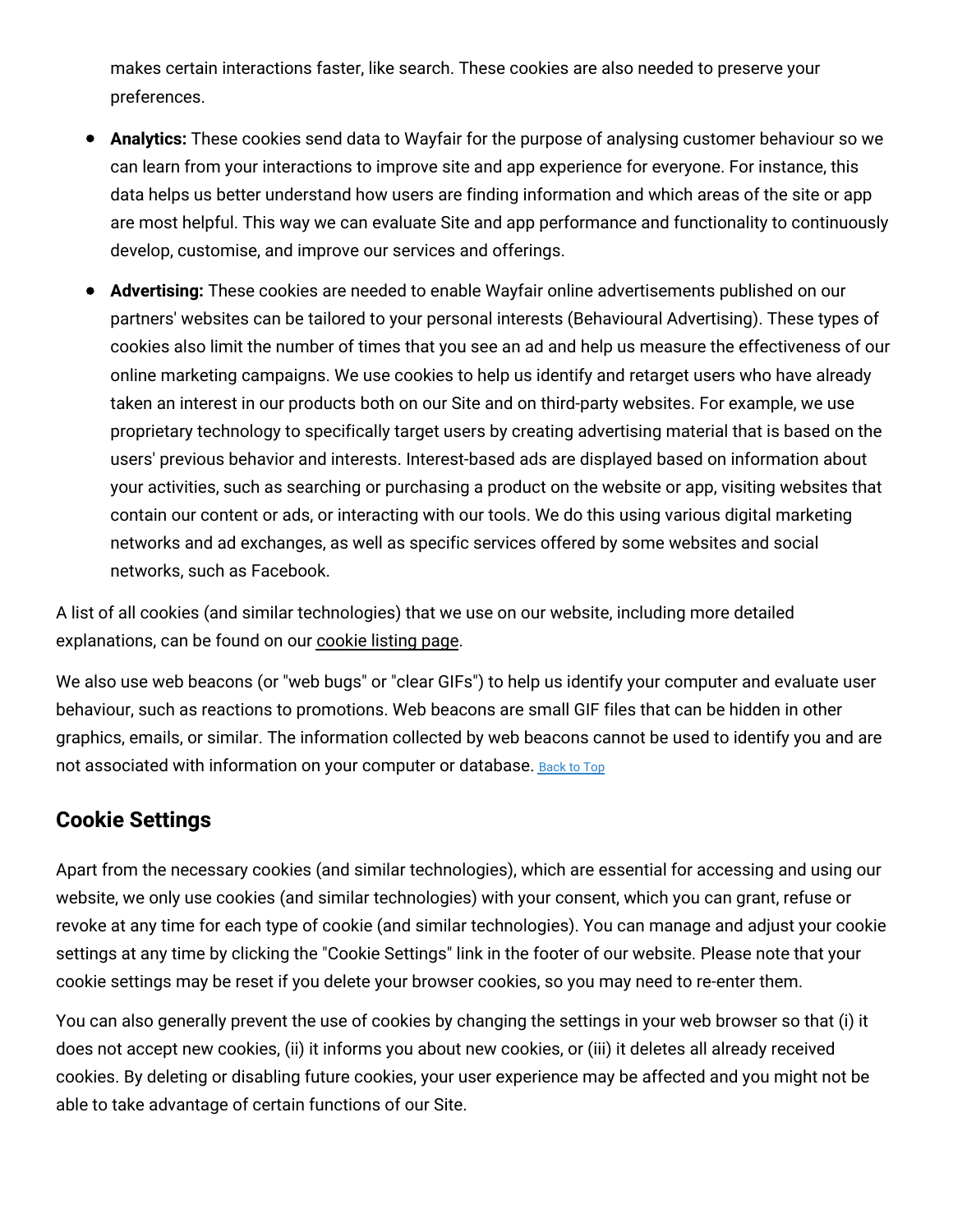makes certain interactions faster, like search. These cookies are also needed to preserve your preferences.

- **Analytics:** These cookies send data to Wayfair for the purpose of analysing customer behaviour so we can learn from your interactions to improve site and app experience for everyone. For instance, this data helps us better understand how users are finding information and which areas of the site or app are most helpful. This way we can evaluate Site and app performance and functionality to continuously develop, customise, and improve our services and offerings.
- **Advertising:** These cookies are needed to enable Wayfair online advertisements published on our partners' websites can be tailored to your personal interests (Behavioural Advertising). These types of cookies also limit the number of times that you see an ad and help us measure the effectiveness of our online marketing campaigns. We use cookies to help us identify and retarget users who have already taken an interest in our products both on our Site and on third-party websites. For example, we use proprietary technology to specifically target users by creating advertising material that is based on the users' previous behavior and interests. Interest-based ads are displayed based on information about your activities, such as searching or purchasing a product on the website or app, visiting websites that contain our content or ads, or interacting with our tools. We do this using various digital marketing networks and ad exchanges, as well as specific services offered by some websites and social networks, such as Facebook.

A list of all cookies (and similar technologies) that we use on our website, including more detailed explanations, can be found on our cookie listing page.

We also use web beacons (or "web bugs" or "clear GIFs") to help us identify your computer and evaluate user behaviour, such as reactions to promotions. Web beacons are small GIF files that can be hidden in other graphics, emails, or similar. The information collected by web beacons cannot be used to identify you and are not associated with information on your computer or database. Back to Top

## Cookie Settings

Apart from the necessary cookies (and similar technologies), which are essential for accessing and using our website, we only use cookies (and similar technologies) with your consent, which you can grant, refuse or revoke at any time for each type of cookie (and similar technologies). You can manage and adjust your cookie settings at any time by clicking the "Cookie Settings" link in the footer of our website. Please note that your cookie settings may be reset if you delete your browser cookies, so you may need to re-enter them.

You can also generally prevent the use of cookies by changing the settings in your web browser so that (i) it does not accept new cookies, (ii) it informs you about new cookies, or (iii) it deletes all already received cookies. By deleting or disabling future cookies, your user experience may be affected and you might not be able to take advantage of certain functions of our Site.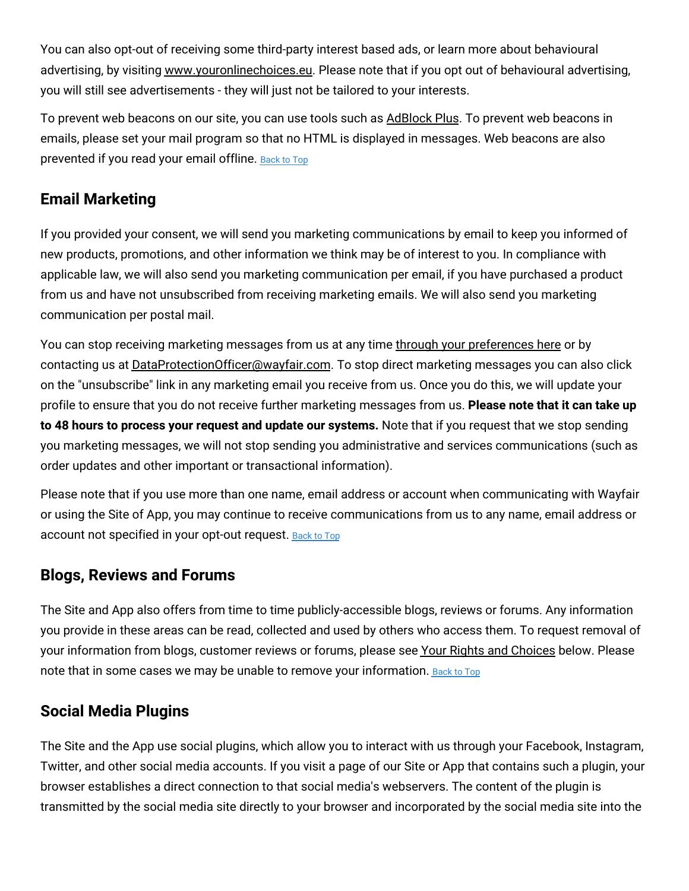You can also opt-out of receiving some third-party interest based ads, or learn more about behavioural advertising, by visiting www.youronlinechoices.eu. Please note that if you opt out of behavioural advertising, you will still see advertisements - they will just not be tailored to your interests.

To prevent web beacons on our site, you can use tools such as AdBlock Plus. To prevent web beacons in emails, please set your mail program so that no HTML is displayed in messages. Web beacons are also prevented if you read your email offline. Back to Top

## Email Marketing

If you provided your consent, we will send you marketing communications by email to keep you informed of new products, promotions, and other information we think may be of interest to you. In compliance with applicable law, we will also send you marketing communication per email, if you have purchased a product from us and have not unsubscribed from receiving marketing emails. We will also send you marketing communication per postal mail.

You can stop receiving marketing messages from us at any time through your preferences here or by contacting us at DataProtectionOfficer@wayfair.com. To stop direct marketing messages you can also click on the "unsubscribe" link in any marketing email you receive from us. Once you do this, we will update your profile to ensure that you do not receive further marketing messages from us. **Please note that it can take up to 48 hours to process your request and update our systems.** Note that if you request that we stop sending you marketing messages, we will not stop sending you administrative and services communications (such as order updates and other important or transactional information).

Please note that if you use more than one name, email address or account when communicating with Wayfair or using the Site of App, you may continue to receive communications from us to any name, email address or account not specified in your opt-out request. Back to Top

## Blogs, Reviews and Forums

The Site and App also offers from time to time publicly-accessible blogs, reviews or forums. Any information you provide in these areas can be read, collected and used by others who access them. To request removal of your information from blogs, customer reviews or forums, please see Your Rights and Choices below. Please note that in some cases we may be unable to remove your information. Back to Top

## Social Media Plugins

The Site and the App use social plugins, which allow you to interact with us through your Facebook, Instagram, Twitter, and other social media accounts. If you visit a page of our Site or App that contains such a plugin, your browser establishes a direct connection to that social media's webservers. The content of the plugin is transmitted by the social media site directly to your browser and incorporated by the social media site into the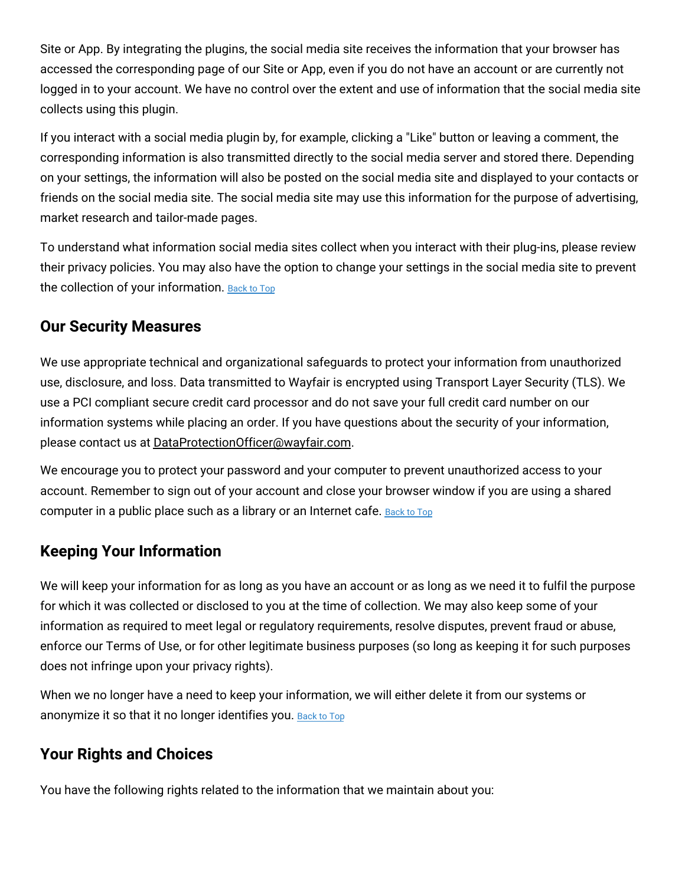Site or App. By integrating the plugins, the social media site receives the information that your browser has accessed the corresponding page of our Site or App, even if you do not have an account or are currently not logged in to your account. We have no control over the extent and use of information that the social media site collects using this plugin.

If you interact with a social media plugin by, for example, clicking a "Like" button or leaving a comment, the corresponding information is also transmitted directly to the social media server and stored there. Depending on your settings, the information will also be posted on the social media site and displayed to your contacts or friends on the social media site. The social media site may use this information for the purpose of advertising, market research and tailor-made pages.

To understand what information social media sites collect when you interact with their plug-ins, please review their privacy policies. You may also have the option to change your settings in the social media site to prevent the collection of your information. Back to Top

## Our Security Measures

We use appropriate technical and organizational safeguards to protect your information from unauthorized use, disclosure, and loss. Data transmitted to Wayfair is encrypted using Transport Layer Security (TLS). We use a PCI compliant secure credit card processor and do not save your full credit card number on our information systems while placing an order. If you have questions about the security of your information, please contact us at DataProtectionOfficer@wayfair.com.

We encourage you to protect your password and your computer to prevent unauthorized access to your account. Remember to sign out of your account and close your browser window if you are using a shared computer in a public place such as a library or an Internet cafe. Back to Top

## Keeping Your Information

We will keep your information for as long as you have an account or as long as we need it to fulfil the purpose for which it was collected or disclosed to you at the time of collection. We may also keep some of your information as required to meet legal or regulatory requirements, resolve disputes, prevent fraud or abuse, enforce our Terms of Use, or for other legitimate business purposes (so long as keeping it for such purposes does not infringe upon your privacy rights).

When we no longer have a need to keep your information, we will either delete it from our systems or anonymize it so that it no longer identifies you. Back to Top

## Your Rights and Choices

You have the following rights related to the information that we maintain about you: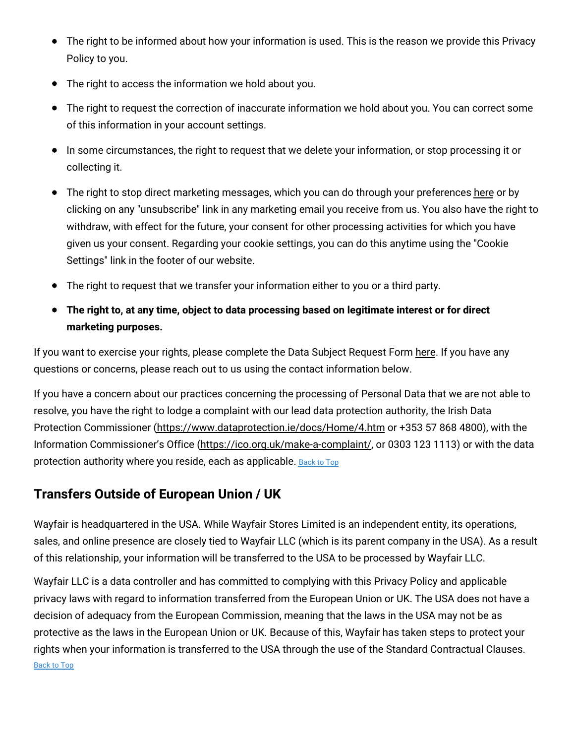- The right to be informed about how your information is used. This is the reason we provide this Privacy Policy to you.
- The right to access the information we hold about you.
- The right to request the correction of inaccurate information we hold about you. You can correct some of this information in your account settings.
- In some circumstances, the right to request that we delete your information, or stop processing it or collecting it.
- The right to stop direct marketing messages, which you can do through your preferences here or by clicking on any "unsubscribe" link in any marketing email you receive from us. You also have the right to withdraw, with effect for the future, your consent for other processing activities for which you have given us your consent. Regarding your cookie settings, you can do this anytime using the "Cookie Settings" link in the footer of our website.
- The right to request that we transfer your information either to you or a third party.
- **The right to, at any time, object to data processing based on legitimate interest or for direct marketing purposes.**

If you want to exercise your rights, please complete the Data Subject Request Form here. If you have any questions or concerns, please reach out to us using the contact information below.

If you have a concern about our practices concerning the processing of Personal Data that we are not able to resolve, you have the right to lodge a complaint with our lead data protection authority, the Irish Data Protection Commissioner (https://www.dataprotection.ie/docs/Home/4.htm or +353 57 868 4800), with the Information Commissioner's Office (https://ico.org.uk/make-a-complaint/, or 0303 123 1113) or with the data protection authority where you reside, each as applicable. Back to Top

## Transfers Outside of European Union / UK

Wayfair is headquartered in the USA. While Wayfair Stores Limited is an independent entity, its operations, sales, and online presence are closely tied to Wayfair LLC (which is its parent company in the USA). As a result of this relationship, your information will be transferred to the USA to be processed by Wayfair LLC.

Wayfair LLC is a data controller and has committed to complying with this Privacy Policy and applicable privacy laws with regard to information transferred from the European Union or UK. The USA does not have a decision of adequacy from the European Commission, meaning that the laws in the USA may not be as protective as the laws in the European Union or UK. Because of this, Wayfair has taken steps to protect your rights when your information is transferred to the USA through the use of the Standard Contractual Clauses. Back to Top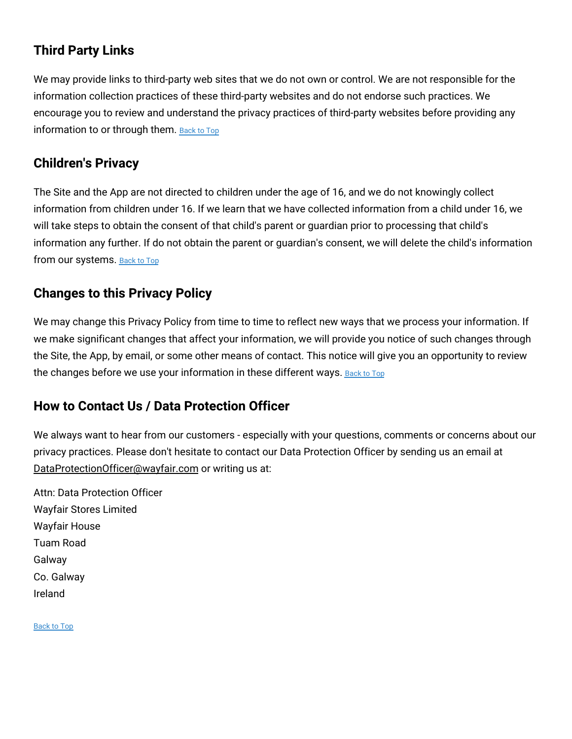## Third Party Links

We may provide links to third-party web sites that we do not own or control. We are not responsible for the information collection practices of these third-party websites and do not endorse such practices. We encourage you to review and understand the privacy practices of third-party websites before providing any information to or through them. Back to Top

## Children's Privacy

The Site and the App are not directed to children under the age of 16, and we do not knowingly collect information from children under 16. If we learn that we have collected information from a child under 16, we will take steps to obtain the consent of that child's parent or guardian prior to processing that child's information any further. If do not obtain the parent or guardian's consent, we will delete the child's information from our systems. Back to Top

## Changes to this Privacy Policy

We may change this Privacy Policy from time to time to reflect new ways that we process your information. If we make significant changes that affect your information, we will provide you notice of such changes through the Site, the App, by email, or some other means of contact. This notice will give you an opportunity to review the changes before we use your information in these different ways. Back to Top

## How to Contact Us / Data Protection Officer

We always want to hear from our customers - especially with your questions, comments or concerns about our privacy practices. Please don't hesitate to contact our Data Protection Officer by sending us an email at DataProtectionOfficer@wayfair.com or writing us at:

Attn: Data Protection Officer
Wayfair Stores Limited
Wayfair House
Tuam Road
Galway
Co. Galway
Ireland

Back to Top